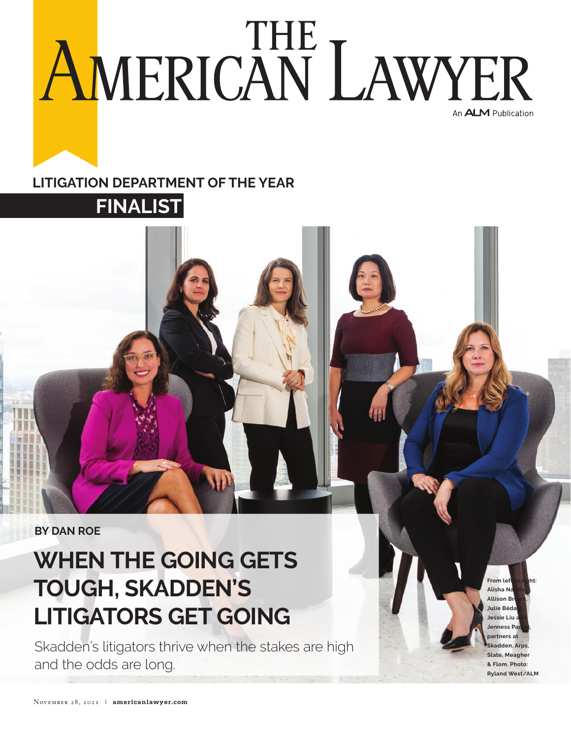# THE AMERICAN LAWYER

An ALM Publication

**LITIGATION DEPARTMENT OF THE YEAR**

**FINALIST**

**BY DAN ROE**

## WHEN THE GOING GETS TOUGH, SKADDEN'S LITIGATORS GET GOING

Skadden's litigators thrive when the stakes are high and the odds are long.

**From left to right: Alisha Nanda, Allison Brown, Julie Bédard, Jessie Liu and Jenness Parker, partners at Skadden, Arps, Slate, Meagher & Flom. Photo: Ryland West/ALM**

November 28, 2021 | **americanlawyer.com**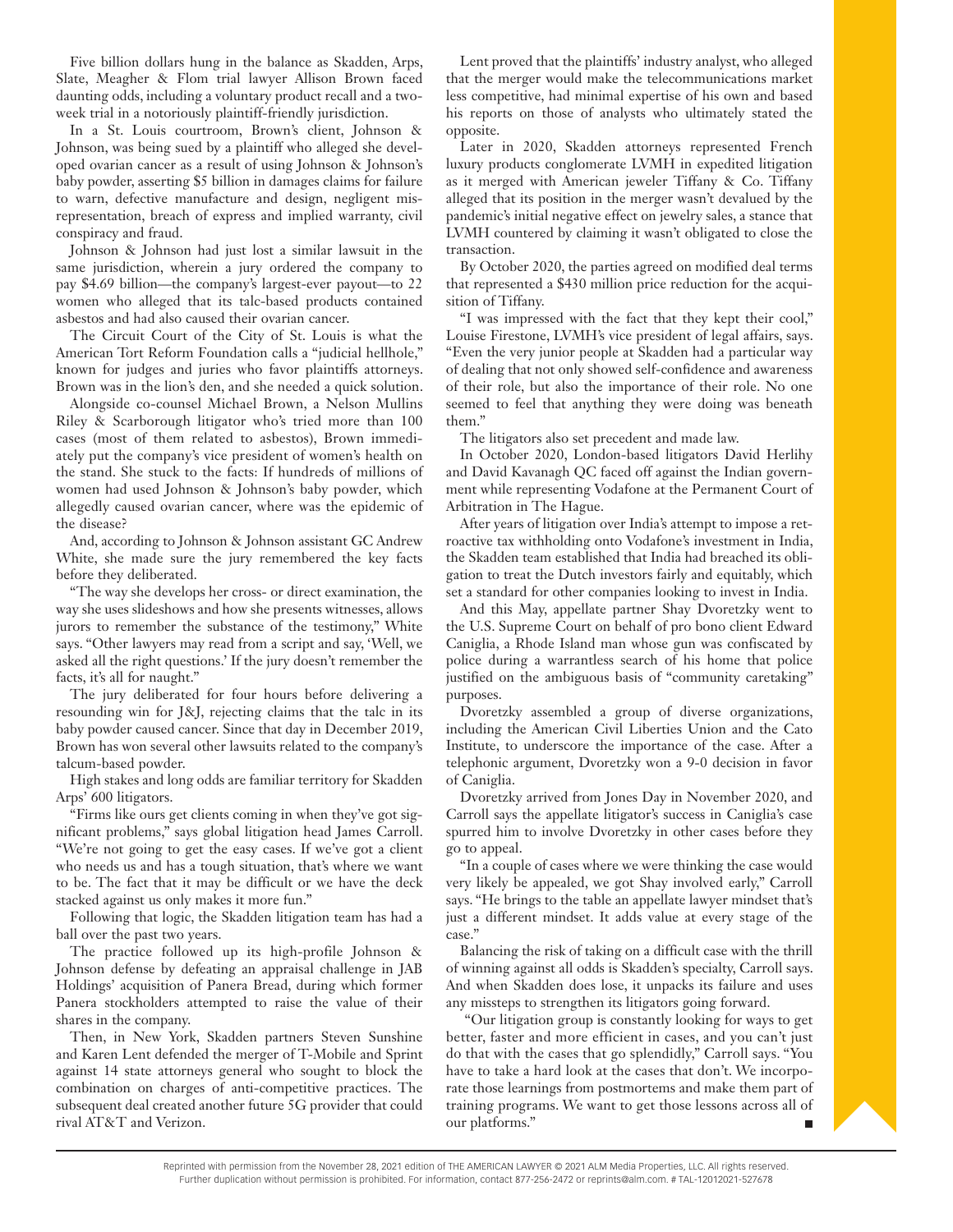Five billion dollars hung in the balance as Skadden, Arps, Slate, Meagher & Flom trial lawyer Allison Brown faced daunting odds, including a voluntary product recall and a two-week trial in a notoriously plaintiff-friendly jurisdiction.

In a St. Louis courtroom, Brown's client, Johnson & Johnson, was being sued by a plaintiff who alleged she developed ovarian cancer as a result of using Johnson & Johnson's baby powder, asserting $5 billion in damages claims for failure to warn, defective manufacture and design, negligent misrepresentation, breach of express and implied warranty, civil conspiracy and fraud.

Johnson & Johnson had just lost a similar lawsuit in the same jurisdiction, wherein a jury ordered the company to pay $4.69 billion—the company's largest-ever payout—to 22 women who alleged that its talc-based products contained asbestos and had also caused their ovarian cancer.

The Circuit Court of the City of St. Louis is what the American Tort Reform Foundation calls a "judicial hellhole," known for judges and juries who favor plaintiffs attorneys. Brown was in the lion's den, and she needed a quick solution.

Alongside co-counsel Michael Brown, a Nelson Mullins Riley & Scarborough litigator who's tried more than 100 cases (most of them related to asbestos), Brown immediately put the company's vice president of women's health on the stand. She stuck to the facts: If hundreds of millions of women had used Johnson & Johnson's baby powder, which allegedly caused ovarian cancer, where was the epidemic of the disease?

And, according to Johnson & Johnson assistant GC Andrew White, she made sure the jury remembered the key facts before they deliberated.

"The way she develops her cross- or direct examination, the way she uses slideshows and how she presents witnesses, allows jurors to remember the substance of the testimony," White says. "Other lawyers may read from a script and say, 'Well, we asked all the right questions.' If the jury doesn't remember the facts, it's all for naught."

The jury deliberated for four hours before delivering a resounding win for J&J, rejecting claims that the talc in its baby powder caused cancer. Since that day in December 2019, Brown has won several other lawsuits related to the company's talcum-based powder.

High stakes and long odds are familiar territory for Skadden Arps' 600 litigators.

"Firms like ours get clients coming in when they've got significant problems," says global litigation head James Carroll. "We're not going to get the easy cases. If we've got a client who needs us and has a tough situation, that's where we want to be. The fact that it may be difficult or we have the deck stacked against us only makes it more fun."

Following that logic, the Skadden litigation team has had a ball over the past two years.

The practice followed up its high-profile Johnson & Johnson defense by defeating an appraisal challenge in JAB Holdings' acquisition of Panera Bread, during which former Panera stockholders attempted to raise the value of their shares in the company.

Then, in New York, Skadden partners Steven Sunshine and Karen Lent defended the merger of T-Mobile and Sprint against 14 state attorneys general who sought to block the combination on charges of anti-competitive practices. The subsequent deal created another future 5G provider that could rival AT&T and Verizon.

Lent proved that the plaintiffs' industry analyst, who alleged that the merger would make the telecommunications market less competitive, had minimal expertise of his own and based his reports on those of analysts who ultimately stated the opposite.

Later in 2020, Skadden attorneys represented French luxury products conglomerate LVMH in expedited litigation as it merged with American jeweler Tiffany & Co. Tiffany alleged that its position in the merger wasn't devalued by the pandemic's initial negative effect on jewelry sales, a stance that LVMH countered by claiming it wasn't obligated to close the transaction.

By October 2020, the parties agreed on modified deal terms that represented a $430 million price reduction for the acquisition of Tiffany.

"I was impressed with the fact that they kept their cool," Louise Firestone, LVMH's vice president of legal affairs, says. "Even the very junior people at Skadden had a particular way of dealing that not only showed self-confidence and awareness of their role, but also the importance of their role. No one seemed to feel that anything they were doing was beneath them."

The litigators also set precedent and made law.

In October 2020, London-based litigators David Herlihy and David Kavanagh QC faced off against the Indian government while representing Vodafone at the Permanent Court of Arbitration in The Hague.

After years of litigation over India's attempt to impose a retroactive tax withholding onto Vodafone's investment in India, the Skadden team established that India had breached its obligation to treat the Dutch investors fairly and equitably, which set a standard for other companies looking to invest in India.

And this May, appellate partner Shay Dvoretzky went to the U.S. Supreme Court on behalf of pro bono client Edward Caniglia, a Rhode Island man whose gun was confiscated by police during a warrantless search of his home that police justified on the ambiguous basis of "community caretaking" purposes.

Dvoretzky assembled a group of diverse organizations, including the American Civil Liberties Union and the Cato Institute, to underscore the importance of the case. After a telephonic argument, Dvoretzky won a 9-0 decision in favor of Caniglia.

Dvoretzky arrived from Jones Day in November 2020, and Carroll says the appellate litigator's success in Caniglia's case spurred him to involve Dvoretzky in other cases before they go to appeal.

"In a couple of cases where we were thinking the case would very likely be appealed, we got Shay involved early," Carroll says. "He brings to the table an appellate lawyer mindset that's just a different mindset. It adds value at every stage of the case."

Balancing the risk of taking on a difficult case with the thrill of winning against all odds is Skadden's specialty, Carroll says. And when Skadden does lose, it unpacks its failure and uses any missteps to strengthen its litigators going forward.

"Our litigation group is constantly looking for ways to get better, faster and more efficient in cases, and you can't just do that with the cases that go splendidly," Carroll says. "You have to take a hard look at the cases that don't. We incorporate those learnings from postmortems and make them part of training programs. We want to get those lessons across all of our platforms."

Reprinted with permission from the November 28, 2021 edition of THE AMERICAN LAWYER © 2021 ALM Media Properties, LLC. All rights reserved. Further duplication without permission is prohibited. For information, contact 877-256-2472 or reprints@alm.com. # TAL-12012021-527678